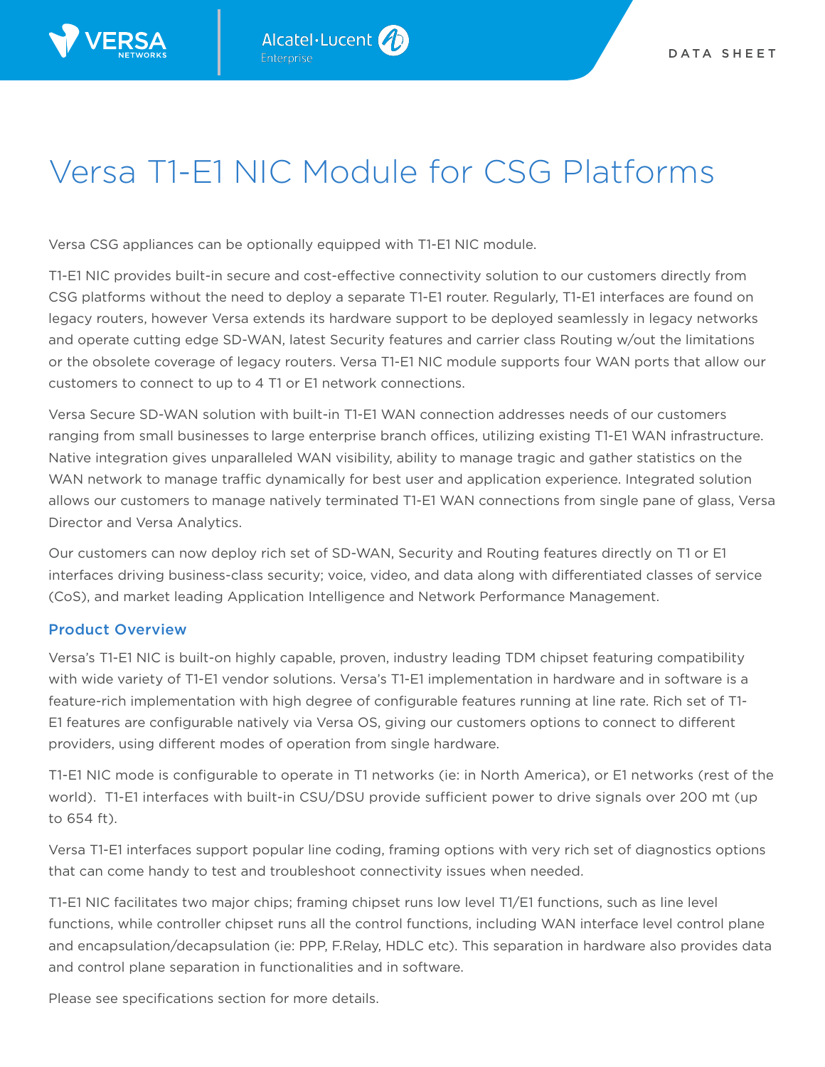DATA SHEET

# Versa T1-E1 NIC Module for CSG Platforms

Versa CSG appliances can be optionally equipped with T1-E1 NIC module.

T1-E1 NIC provides built-in secure and cost-effective connectivity solution to our customers directly from CSG platforms without the need to deploy a separate T1-E1 router. Regularly, T1-E1 interfaces are found on legacy routers, however Versa extends its hardware support to be deployed seamlessly in legacy networks and operate cutting edge SD-WAN, latest Security features and carrier class Routing w/out the limitations or the obsolete coverage of legacy routers. Versa T1-E1 NIC module supports four WAN ports that allow our customers to connect to up to 4 T1 or E1 network connections.

Versa Secure SD-WAN solution with built-in T1-E1 WAN connection addresses needs of our customers ranging from small businesses to large enterprise branch offices, utilizing existing T1-E1 WAN infrastructure. Native integration gives unparalleled WAN visibility, ability to manage tragic and gather statistics on the WAN network to manage traffic dynamically for best user and application experience. Integrated solution allows our customers to manage natively terminated T1-E1 WAN connections from single pane of glass, Versa Director and Versa Analytics.

Our customers can now deploy rich set of SD-WAN, Security and Routing features directly on T1 or E1 interfaces driving business-class security; voice, video, and data along with differentiated classes of service (CoS), and market leading Application Intelligence and Network Performance Management.

## Product Overview

Versa's T1-E1 NIC is built-on highly capable, proven, industry leading TDM chipset featuring compatibility with wide variety of T1-E1 vendor solutions. Versa's T1-E1 implementation in hardware and in software is a feature-rich implementation with high degree of configurable features running at line rate. Rich set of T1-E1 features are configurable natively via Versa OS, giving our customers options to connect to different providers, using different modes of operation from single hardware.

T1-E1 NIC mode is configurable to operate in T1 networks (ie: in North America), or E1 networks (rest of the world). T1-E1 interfaces with built-in CSU/DSU provide sufficient power to drive signals over 200 mt (up to 654 ft).

Versa T1-E1 interfaces support popular line coding, framing options with very rich set of diagnostics options that can come handy to test and troubleshoot connectivity issues when needed.

T1-E1 NIC facilitates two major chips; framing chipset runs low level T1/E1 functions, such as line level functions, while controller chipset runs all the control functions, including WAN interface level control plane and encapsulation/decapsulation (ie: PPP, F.Relay, HDLC etc). This separation in hardware also provides data and control plane separation in functionalities and in software.

Please see specifications section for more details.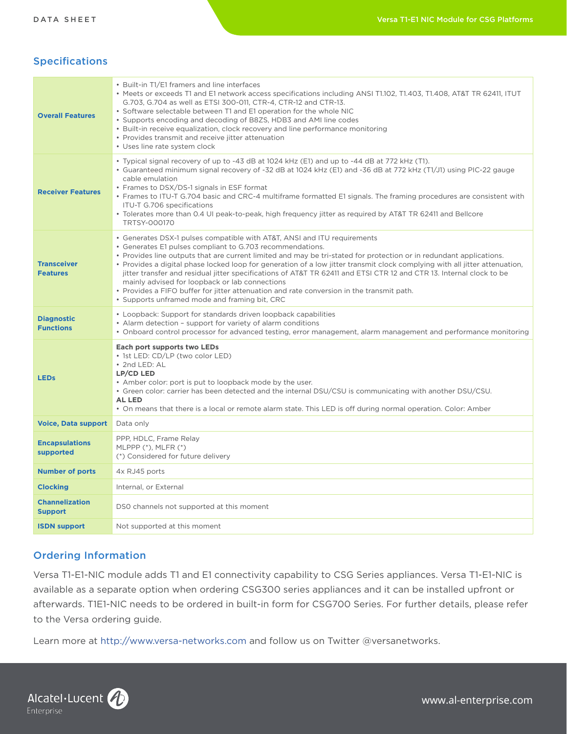## Specifications

| | |
|---|---|
| **Overall Features** | • Built-in T1/E1 framers and line interfaces<br>• Meets or exceeds T1 and E1 network access specifications including ANSI T1.102, T1.403, T1.408, AT&T TR 62411, ITUT G.703, G.704 as well as ETSI 300-011, CTR-4, CTR-12 and CTR-13.<br>• Software selectable between T1 and E1 operation for the whole NIC<br>• Supports encoding and decoding of B8ZS, HDB3 and AMI line codes<br>• Built-in receive equalization, clock recovery and line performance monitoring<br>• Provides transmit and receive jitter attenuation<br>• Uses line rate system clock |
| **Receiver Features** | • Typical signal recovery of up to -43 dB at 1024 kHz (E1) and up to -44 dB at 772 kHz (T1).<br>• Guaranteed minimum signal recovery of -32 dB at 1024 kHz (E1) and -36 dB at 772 kHz (T1/J1) using PIC-22 gauge cable emulation<br>• Frames to DSX/DS-1 signals in ESF format<br>• Frames to ITU-T G.704 basic and CRC-4 multiframe formatted E1 signals. The framing procedures are consistent with ITU-T G.706 specifications<br>• Tolerates more than 0.4 UI peak-to-peak, high frequency jitter as required by AT&T TR 62411 and Bellcore TRTSY-000170 |
| **Transceiver Features** | • Generates DSX-1 pulses compatible with AT&T, ANSI and ITU requirements<br>• Generates E1 pulses compliant to G.703 recommendations.<br>• Provides line outputs that are current limited and may be tri-stated for protection or in redundant applications.<br>• Provides a digital phase locked loop for generation of a low jitter transmit clock complying with all jitter attenuation, jitter transfer and residual jitter specifications of AT&T TR 62411 and ETSI CTR 12 and CTR 13. Internal clock to be mainly advised for loopback or lab connections<br>• Provides a FIFO buffer for jitter attenuation and rate conversion in the transmit path.<br>• Supports unframed mode and framing bit, CRC |
| **Diagnostic Functions** | • Loopback: Support for standards driven loopback capabilities<br>• Alarm detection – support for variety of alarm conditions<br>• Onboard control processor for advanced testing, error management, alarm management and performance monitoring |
| **LEDs** | **Each port supports two LEDs**<br>• 1st LED: CD/LP (two color LED)<br>• 2nd LED: AL<br>**LP/CD LED**<br>• Amber color: port is put to loopback mode by the user.<br>• Green color: carrier has been detected and the internal DSU/CSU is communicating with another DSU/CSU.<br>**AL LED**<br>• On means that there is a local or remote alarm state. This LED is off during normal operation. Color: Amber |
| **Voice, Data support** | Data only |
| **Encapsulations supported** | PPP, HDLC, Frame Relay<br>MLPPP (*), MLFR (*)<br>(*) Considered for future delivery |
| **Number of ports** | 4x RJ45 ports |
| **Clocking** | Internal, or External |
| **Channelization Support** | DS0 channels not supported at this moment |
| **ISDN support** | Not supported at this moment |

## Ordering Information

Versa T1-E1-NIC module adds T1 and E1 connectivity capability to CSG Series appliances. Versa T1-E1-NIC is available as a separate option when ordering CSG300 series appliances and it can be installed upfront or afterwards. T1E1-NIC needs to be ordered in built-in form for CSG700 Series. For further details, please refer to the Versa ordering guide.

Learn more at http://www.versa-networks.com and follow us on Twitter @versanetworks.